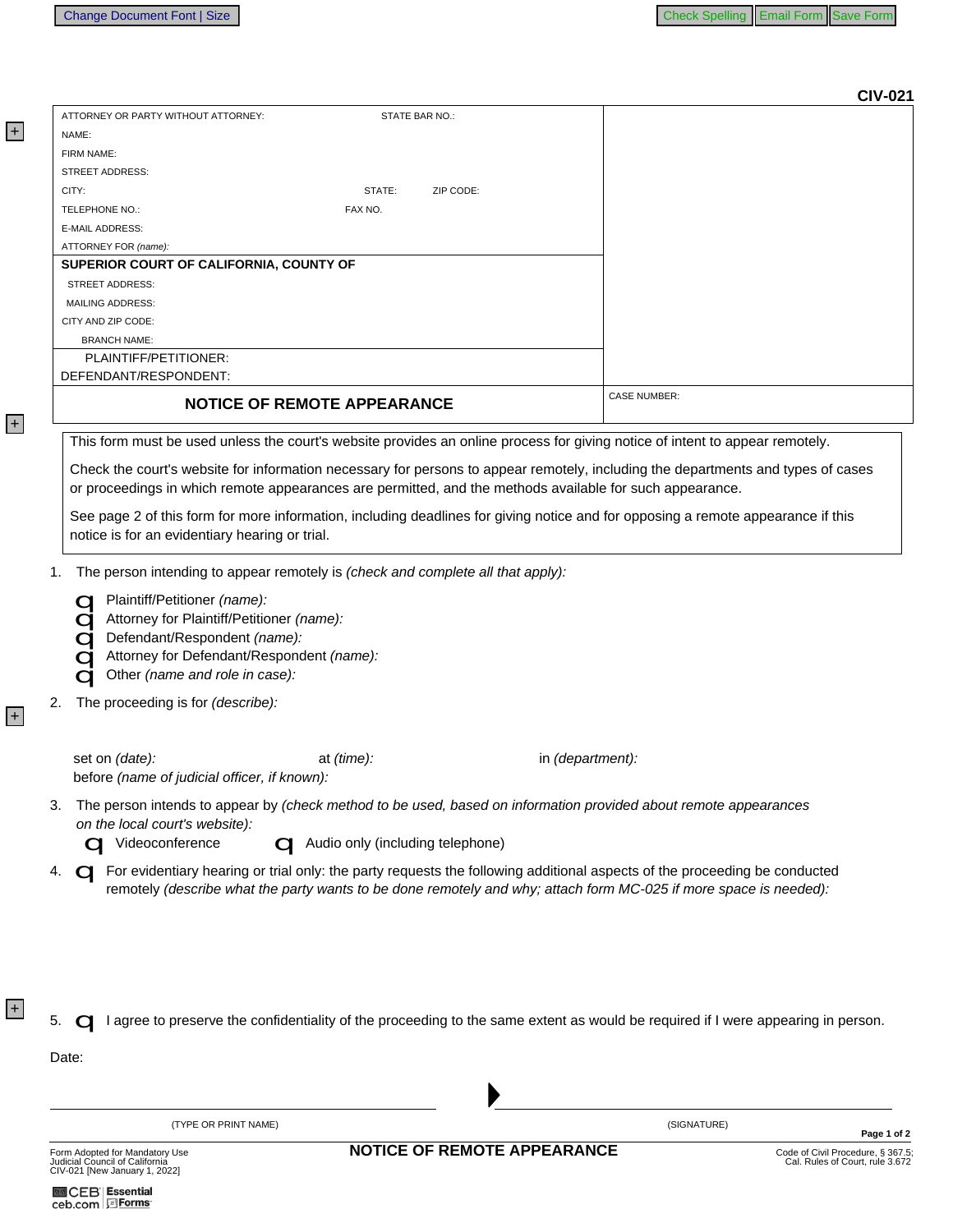CIV-021

ATTORNEY OR PARTY WITHOUT ATTORNEY: STATE BAR NO.:

NAME:

FIRM NAME:

STREET ADDRESS:

CITY: STATE: ZIP CODE:

TELEPHONE NO.: FAX NO.

E-MAIL ADDRESS:

ATTORNEY FOR *(name)*:

**SUPERIOR COURT OF CALIFORNIA, COUNTY OF**

STREET ADDRESS:

MAILING ADDRESS:

CITY AND ZIP CODE:

BRANCH NAME:

PLAINTIFF/PETITIONER:

DEFENDANT/RESPONDENT:

# NOTICE OF REMOTE APPEARANCE

CASE NUMBER:

This form must be used unless the court's website provides an online process for giving notice of intent to appear remotely.

Check the court's website for information necessary for persons to appear remotely, including the departments and types of cases or proceedings in which remote appearances are permitted, and the methods available for such appearance.

See page 2 of this form for more information, including deadlines for giving notice and for opposing a remote appearance if this notice is for an evidentiary hearing or trial.

1. The person intending to appear remotely is *(check and complete all that apply):*

   - ☐ Plaintiff/Petitioner *(name):*
   - ☐ Attorney for Plaintiff/Petitioner *(name):*
   - ☐ Defendant/Respondent *(name):*
   - ☐ Attorney for Defendant/Respondent *(name):*
   - ☐ Other *(name and role in case):*

2. The proceeding is for *(describe):*

   set on *(date):* at *(time):* in *(department):*
   before *(name of judicial officer, if known):*

3. The person intends to appear by *(check method to be used, based on information provided about remote appearances on the local court's website):*

   ☐ Videoconference ☐ Audio only (including telephone)

4. ☐ For evidentiary hearing or trial only: the party requests the following additional aspects of the proceeding be conducted remotely *(describe what the party wants to be done remotely and why; attach form MC-025 if more space is needed):*

5. ☐ I agree to preserve the confidentiality of the proceeding to the same extent as would be required if I were appearing in person.

Date:

(TYPE OR PRINT NAME) (SIGNATURE)

Form Adopted for Mandatory Use
Judicial Council of California
CIV-021 [New January 1, 2022]

**NOTICE OF REMOTE APPEARANCE**

Code of Civil Procedure, § 367.5;
Cal. Rules of Court, rule 3.672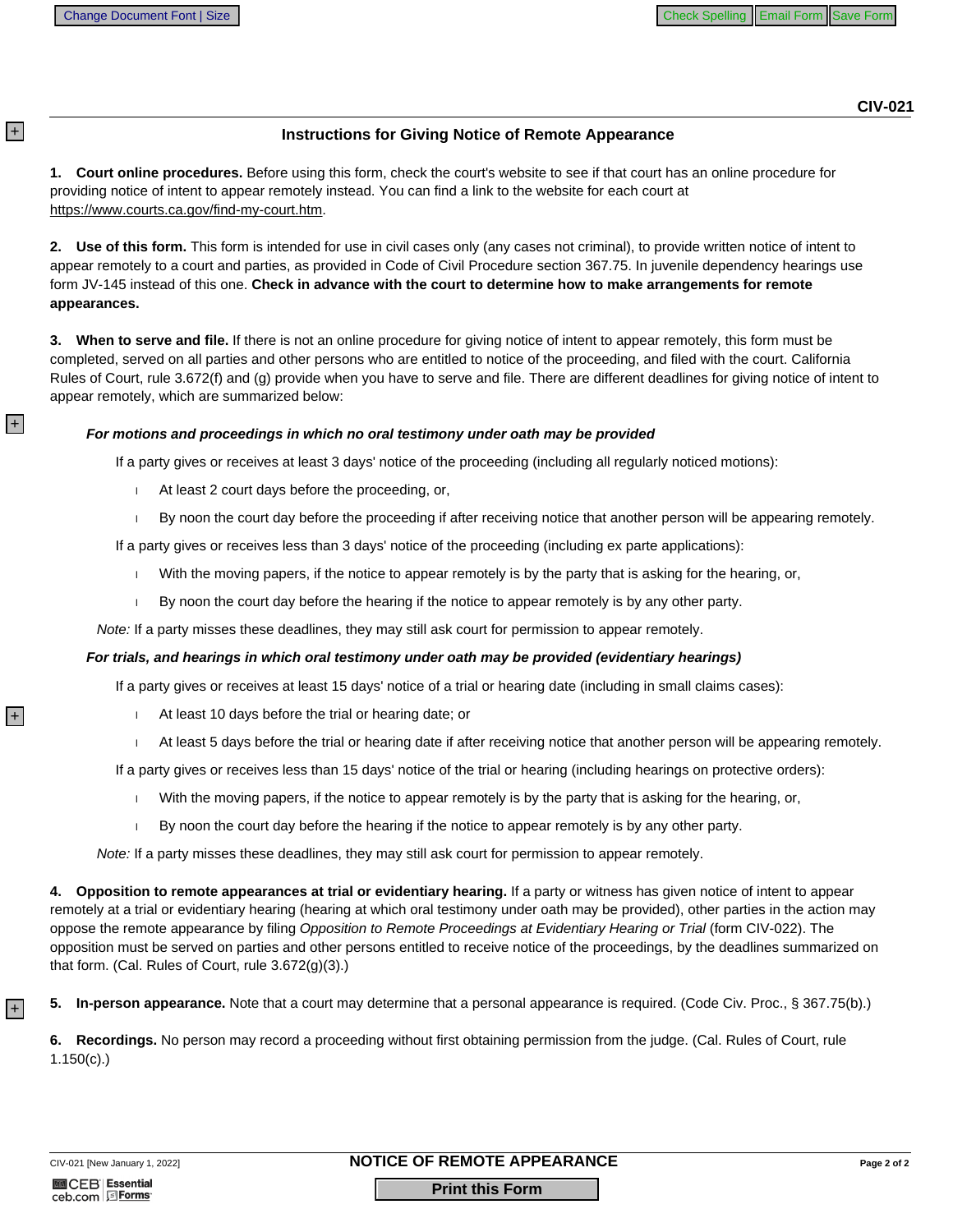CIV-021

## Instructions for Giving Notice of Remote Appearance

**1. Court online procedures.** Before using this form, check the court's website to see if that court has an online procedure for providing notice of intent to appear remotely instead. You can find a link to the website for each court at https://www.courts.ca.gov/find-my-court.htm.

**2. Use of this form.** This form is intended for use in civil cases only (any cases not criminal), to provide written notice of intent to appear remotely to a court and parties, as provided in Code of Civil Procedure section 367.75. In juvenile dependency hearings use form JV-145 instead of this one. **Check in advance with the court to determine how to make arrangements for remote appearances.**

**3. When to serve and file.** If there is not an online procedure for giving notice of intent to appear remotely, this form must be completed, served on all parties and other persons who are entitled to notice of the proceeding, and filed with the court. California Rules of Court, rule 3.672(f) and (g) provide when you have to serve and file. There are different deadlines for giving notice of intent to appear remotely, which are summarized below:

***For motions and proceedings in which no oral testimony under oath may be provided***

If a party gives or receives at least 3 days' notice of the proceeding (including all regularly noticed motions):

- At least 2 court days before the proceeding, or,
- By noon the court day before the proceeding if after receiving notice that another person will be appearing remotely.

If a party gives or receives less than 3 days' notice of the proceeding (including ex parte applications):

- With the moving papers, if the notice to appear remotely is by the party that is asking for the hearing, or,
- By noon the court day before the hearing if the notice to appear remotely is by any other party.

*Note:* If a party misses these deadlines, they may still ask court for permission to appear remotely.

***For trials, and hearings in which oral testimony under oath may be provided (evidentiary hearings)***

If a party gives or receives at least 15 days' notice of a trial or hearing date (including in small claims cases):

- At least 10 days before the trial or hearing date; or
- At least 5 days before the trial or hearing date if after receiving notice that another person will be appearing remotely.

If a party gives or receives less than 15 days' notice of the trial or hearing (including hearings on protective orders):

- With the moving papers, if the notice to appear remotely is by the party that is asking for the hearing, or,
- By noon the court day before the hearing if the notice to appear remotely is by any other party.

*Note:* If a party misses these deadlines, they may still ask court for permission to appear remotely.

**4. Opposition to remote appearances at trial or evidentiary hearing.** If a party or witness has given notice of intent to appear remotely at a trial or evidentiary hearing (hearing at which oral testimony under oath may be provided), other parties in the action may oppose the remote appearance by filing *Opposition to Remote Proceedings at Evidentiary Hearing or Trial* (form CIV-022). The opposition must be served on parties and other persons entitled to receive notice of the proceedings, by the deadlines summarized on that form. (Cal. Rules of Court, rule 3.672(g)(3).)

**5. In-person appearance.** Note that a court may determine that a personal appearance is required. (Code Civ. Proc., § 367.75(b).)

**6. Recordings.** No person may record a proceeding without first obtaining permission from the judge. (Cal. Rules of Court, rule 1.150(c).)

CIV-021 [New January 1, 2022]

**NOTICE OF REMOTE APPEARANCE**